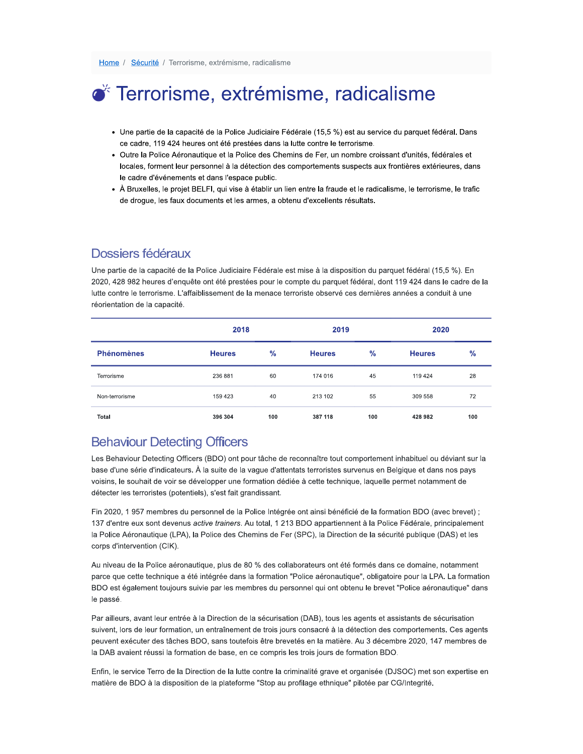Home / Sécurité / Terrorisme, extrémisme, radicalisme

# Terrorisme, extrémisme, radicalisme

- Une partie de la capacité de la Police Judiciaire Fédérale (15,5 %) est au service du parquet fédéral. Dans ce cadre, 119 424 heures ont été prestées dans la lutte contre le terrorisme.
- Outre la Police Aéronautique et la Police des Chemins de Fer, un nombre croissant d'unités, fédérales et locales, forment leur personnel à la détection des comportements suspects aux frontières extérieures, dans le cadre d'événements et dans l'espace public.
- À Bruxelles, le projet BELFI, qui vise à établir un lien entre la fraude et le radicalisme, le terrorisme, le trafic de drogue, les faux documents et les armes, a obtenu d'excellents résultats.

## Dossiers fédéraux

Une partie de la capacité de la Police Judiciaire Fédérale est mise à la disposition du parquet fédéral (15,5 %). En 2020, 428 982 heures d'enquête ont été prestées pour le compte du parquet fédéral, dont 119 424 dans le cadre de la lutte contre le terrorisme. L'affaiblissement de la menace terroriste observé ces dernières années a conduit à une réorientation de la capacité.

| | 2018 | | 2019 | | 2020 | |
|---|---|---|---|---|---|---|
| **Phénomènes** | **Heures** | **%** | **Heures** | **%** | **Heures** | **%** |
| Terrorisme | 236 881 | 60 | 174 016 | 45 | 119 424 | 28 |
| Non-terrorisme | 159 423 | 40 | 213 102 | 55 | 309 558 | 72 |
| **Total** | **396 304** | **100** | **387 118** | **100** | **428 982** | **100** |

## Behaviour Detecting Officers

Les Behaviour Detecting Officers (BDO) ont pour tâche de reconnaître tout comportement inhabituel ou déviant sur la base d'une série d'indicateurs. À la suite de la vague d'attentats terroristes survenus en Belgique et dans nos pays voisins, le souhait de voir se développer une formation dédiée à cette technique, laquelle permet notamment de détecter les terroristes (potentiels), s'est fait grandissant.

Fin 2020, 1 957 membres du personnel de la Police Intégrée ont ainsi bénéficié de la formation BDO (avec brevet) ; 137 d'entre eux sont devenus *active trainers*. Au total, 1 213 BDO appartiennent à la Police Fédérale, principalement la Police Aéronautique (LPA), la Police des Chemins de Fer (SPC), la Direction de la sécurité publique (DAS) et les corps d'intervention (CIK).

Au niveau de la Police aéronautique, plus de 80 % des collaborateurs ont été formés dans ce domaine, notamment parce que cette technique a été intégrée dans la formation "Police aéronautique", obligatoire pour la LPA. La formation BDO est également toujours suivie par les membres du personnel qui ont obtenu le brevet "Police aéronautique" dans le passé.

Par ailleurs, avant leur entrée à la Direction de la sécurisation (DAB), tous les agents et assistants de sécurisation suivent, lors de leur formation, un entraînement de trois jours consacré à la détection des comportements. Ces agents peuvent exécuter des tâches BDO, sans toutefois être brevetés en la matière. Au 3 décembre 2020, 147 membres de la DAB avaient réussi la formation de base, en ce compris les trois jours de formation BDO.

Enfin, le service Terro de la Direction de la lutte contre la criminalité grave et organisée (DJSOC) met son expertise en matière de BDO à la disposition de la plateforme "Stop au profilage ethnique" pilotée par CG/Integrité.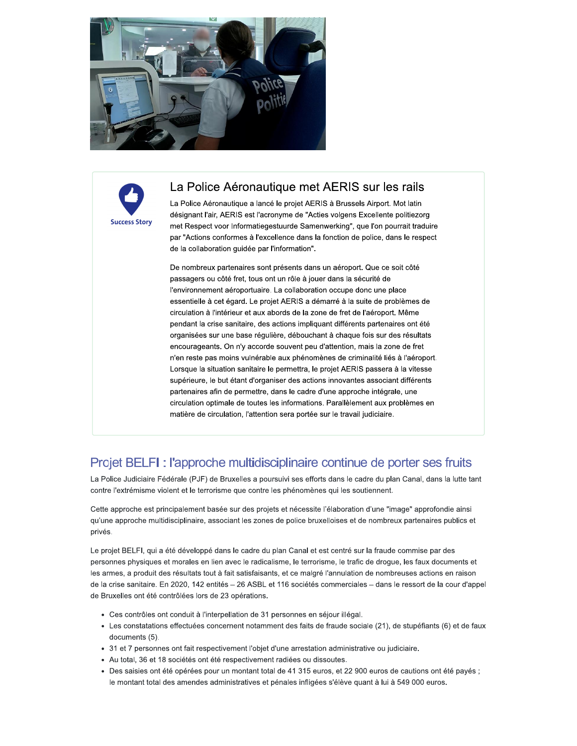Success Story

## La Police Aéronautique met AERIS sur les rails

La Police Aéronautique a lancé le projet AERIS à Brussels Airport. Mot latin désignant l'air, AERIS est l'acronyme de "Acties volgens Excellente politiezorg met Respect voor Informatiegestuurde Samenwerking", que l'on pourrait traduire par "Actions conformes à l'excellence dans la fonction de police, dans le respect de la collaboration guidée par l'information".

De nombreux partenaires sont présents dans un aéroport. Que ce soit côté passagers ou côté fret, tous ont un rôle à jouer dans la sécurité de l'environnement aéroportuaire. La collaboration occupe donc une place essentielle à cet égard. Le projet AERIS a démarré à la suite de problèmes de circulation à l'intérieur et aux abords de la zone de fret de l'aéroport. Même pendant la crise sanitaire, des actions impliquant différents partenaires ont été organisées sur une base régulière, débouchant à chaque fois sur des résultats encourageants. On n'y accorde souvent peu d'attention, mais la zone de fret n'en reste pas moins vulnérable aux phénomènes de criminalité liés à l'aéroport. Lorsque la situation sanitaire le permettra, le projet AERIS passera à la vitesse supérieure, le but étant d'organiser des actions innovantes associant différents partenaires afin de permettre, dans le cadre d'une approche intégrale, une circulation optimale de toutes les informations. Parallèlement aux problèmes en matière de circulation, l'attention sera portée sur le travail judiciaire.

## Projet BELFI : l'approche multidisciplinaire continue de porter ses fruits

La Police Judiciaire Fédérale (PJF) de Bruxelles a poursuivi ses efforts dans le cadre du plan Canal, dans la lutte tant contre l'extrémisme violent et le terrorisme que contre les phénomènes qui les soutiennent.

Cette approche est principalement basée sur des projets et nécessite l'élaboration d'une "image" approfondie ainsi qu'une approche multidisciplinaire, associant les zones de police bruxelloises et de nombreux partenaires publics et privés.

Le projet BELFI, qui a été développé dans le cadre du plan Canal et est centré sur la fraude commise par des personnes physiques et morales en lien avec le radicalisme, le terrorisme, le trafic de drogue, les faux documents et les armes, a produit des résultats tout à fait satisfaisants, et ce malgré l'annulation de nombreuses actions en raison de la crise sanitaire. En 2020, 142 entités – 26 ASBL et 116 sociétés commerciales – dans le ressort de la cour d'appel de Bruxelles ont été contrôlées lors de 23 opérations.

- Ces contrôles ont conduit à l'interpellation de 31 personnes en séjour illégal.
- Les constatations effectuées concernent notamment des faits de fraude sociale (21), de stupéfiants (6) et de faux documents (5).
- 31 et 7 personnes ont fait respectivement l'objet d'une arrestation administrative ou judiciaire.
- Au total, 36 et 18 sociétés ont été respectivement radiées ou dissoutes.
- Des saisies ont été opérées pour un montant total de 41 315 euros, et 22 900 euros de cautions ont été payés ; le montant total des amendes administratives et pénales infligées s'élève quant à lui à 549 000 euros.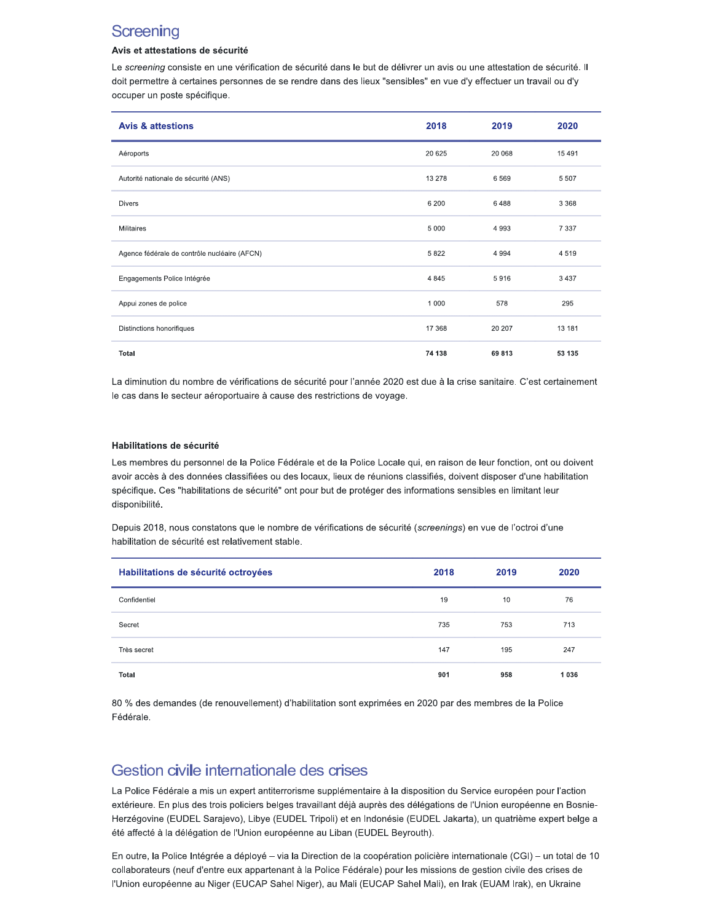## Screening

### Avis et attestations de sécurité

Le *screening* consiste en une vérification de sécurité dans le but de délivrer un avis ou une attestation de sécurité. Il doit permettre à certaines personnes de se rendre dans des lieux "sensibles" en vue d'y effectuer un travail ou d'y occuper un poste spécifique.

| Avis & attestions | 2018 | 2019 | 2020 |
|---|---|---|---|
| Aéroports | 20 625 | 20 068 | 15 491 |
| Autorité nationale de sécurité (ANS) | 13 278 | 6 569 | 5 507 |
| Divers | 6 200 | 6 488 | 3 368 |
| Militaires | 5 000 | 4 993 | 7 337 |
| Agence fédérale de contrôle nucléaire (AFCN) | 5 822 | 4 994 | 4 519 |
| Engagements Police Intégrée | 4 845 | 5 916 | 3 437 |
| Appui zones de police | 1 000 | 578 | 295 |
| Distinctions honorifiques | 17 368 | 20 207 | 13 181 |
| **Total** | **74 138** | **69 813** | **53 135** |

La diminution du nombre de vérifications de sécurité pour l'année 2020 est due à la crise sanitaire. C'est certainement le cas dans le secteur aéroportuaire à cause des restrictions de voyage.

### Habilitations de sécurité

Les membres du personnel de la Police Fédérale et de la Police Locale qui, en raison de leur fonction, ont ou doivent avoir accès à des données classifiées ou des locaux, lieux de réunions classifiés, doivent disposer d'une habilitation spécifique. Ces "habilitations de sécurité" ont pour but de protéger des informations sensibles en limitant leur disponibilité.

Depuis 2018, nous constatons que le nombre de vérifications de sécurité (*screenings*) en vue de l'octroi d'une habilitation de sécurité est relativement stable.

| Habilitations de sécurité octroyées | 2018 | 2019 | 2020 |
|---|---|---|---|
| Confidentiel | 19 | 10 | 76 |
| Secret | 735 | 753 | 713 |
| Très secret | 147 | 195 | 247 |
| **Total** | **901** | **958** | **1 036** |

80 % des demandes (de renouvellement) d'habilitation sont exprimées en 2020 par des membres de la Police Fédérale.

## Gestion civile internationale des crises

La Police Fédérale a mis un expert antiterrorisme supplémentaire à la disposition du Service européen pour l'action extérieure. En plus des trois policiers belges travaillant déjà auprès des délégations de l'Union européenne en Bosnie-Herzégovine (EUDEL Sarajevo), Libye (EUDEL Tripoli) et en Indonésie (EUDEL Jakarta), un quatrième expert belge a été affecté à la délégation de l'Union européenne au Liban (EUDEL Beyrouth).

En outre, la Police Intégrée a déployé – via la Direction de la coopération policière internationale (CGI) – un total de 10 collaborateurs (neuf d'entre eux appartenant à la Police Fédérale) pour les missions de gestion civile des crises de l'Union européenne au Niger (EUCAP Sahel Niger), au Mali (EUCAP Sahel Mali), en Irak (EUAM Irak), en Ukraine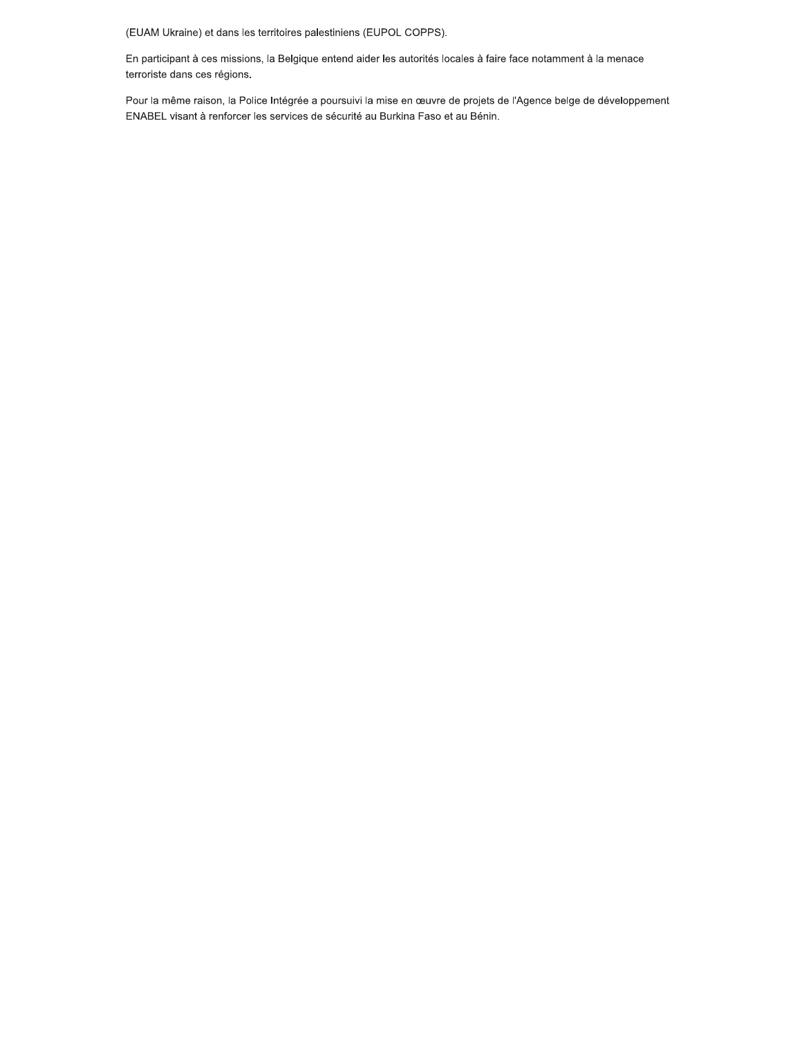(EUAM Ukraine) et dans les territoires palestiniens (EUPOL COPPS).

En participant à ces missions, la Belgique entend aider les autorités locales à faire face notamment à la menace terroriste dans ces régions.

Pour la même raison, la Police Intégrée a poursuivi la mise en œuvre de projets de l'Agence belge de développement ENABEL visant à renforcer les services de sécurité au Burkina Faso et au Bénin.